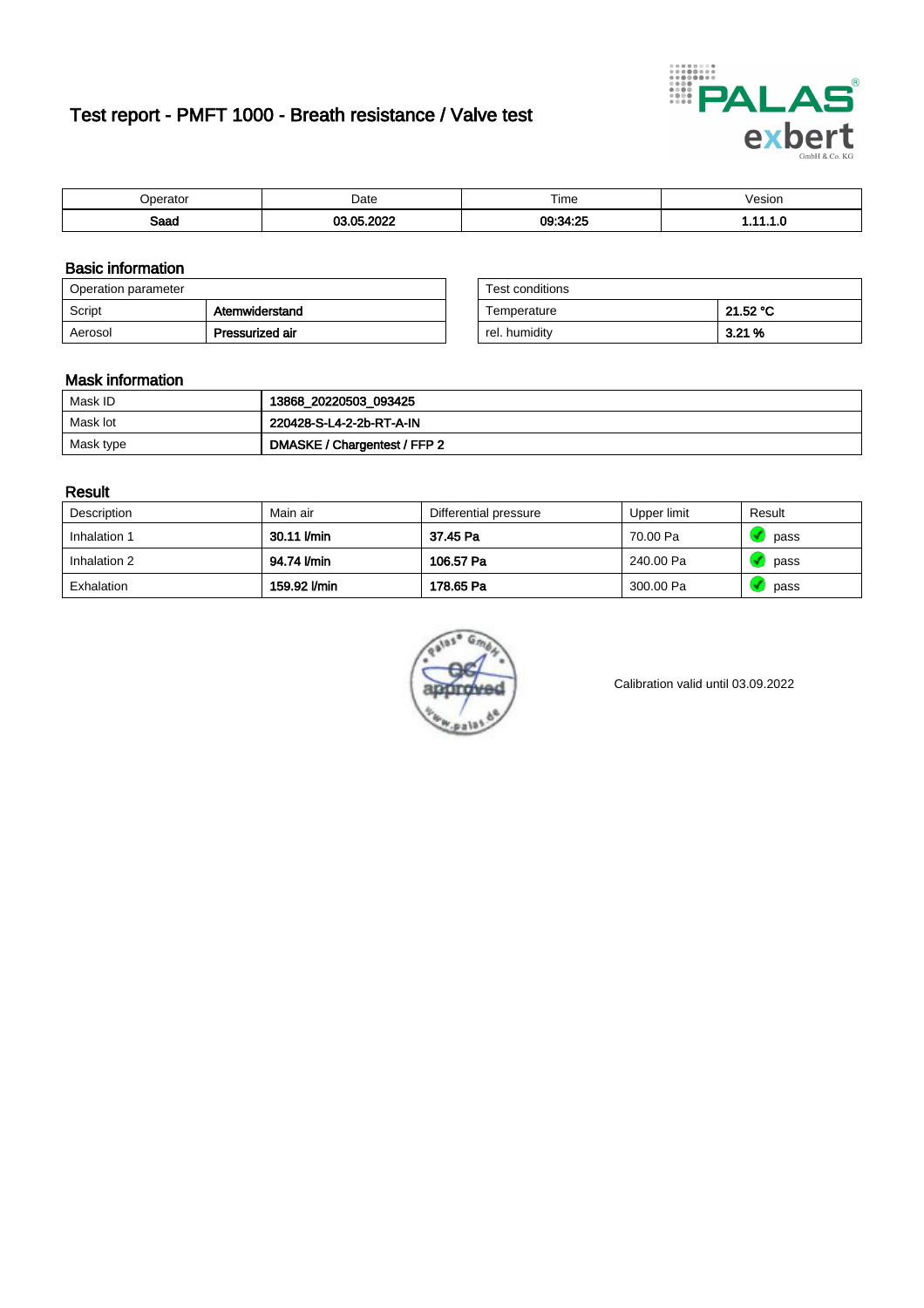# Test report - PMFT 1000 - Breath resistance / Valve test

| Operator | Date | Time | Vesion |
|---|---|---|---|
| **Saad** | **03.05.2022** | **09:34:25** | **1.11.1.0** |

## Basic information

| Operation parameter | |
|---|---|
| Script | **Atemwiderstand** |
| Aerosol | **Pressurized air** |

| Test conditions | |
|---|---|
| Temperature | **21.52 °C** |
| rel. humidity | **3.21 %** |

## Mask information

| | |
|---|---|
| Mask ID | **13868_20220503_093425** |
| Mask lot | **220428-S-L4-2-2b-RT-A-IN** |
| Mask type | **DMASKE / Chargentest / FFP 2** |

## Result

| Description | Main air | Differential pressure | Upper limit | Result |
|---|---|---|---|---|
| Inhalation 1 | **30.11 l/min** | **37.45 Pa** | 70.00 Pa | pass |
| Inhalation 2 | **94.74 l/min** | **106.57 Pa** | 240.00 Pa | pass |
| Exhalation | **159.92 l/min** | **178.65 Pa** | 300.00 Pa | pass |

Calibration valid until 03.09.2022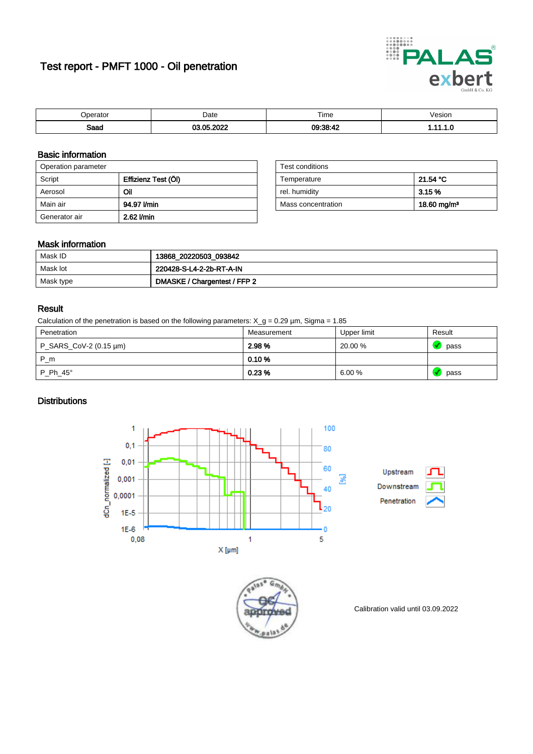# Test report - PMFT 1000 - Oil penetration

PALAS exbert GmbH & Co. KG

| Operator | Date | Time | Vesion |
|---|---|---|---|
| **Saad** | **03.05.2022** | **09:38:42** | **1.11.1.0** |

## Basic information

| Operation parameter | |
|---|---|
| Script | **Effizienz Test (Öl)** |
| Aerosol | **Oil** |
| Main air | **94.97 l/min** |
| Generator air | **2.62 l/min** |

| Test conditions | |
|---|---|
| Temperature | **21.54 °C** |
| rel. humidity | **3.15 %** |
| Mass concentration | **18.60 mg/m³** |

## Mask information

| | |
|---|---|
| Mask ID | **13868_20220503_093842** |
| Mask lot | **220428-S-L4-2-2b-RT-A-IN** |
| Mask type | **DMASKE / Chargentest / FFP 2** |

## Result

Calculation of the penetration is based on the following parameters: X_g = 0.29 µm, Sigma = 1.85

| Penetration | Measurement | Upper limit | Result |
|---|---|---|---|
| P_SARS_CoV-2 (0.15 µm) | **2.98 %** | 20.00 % | pass |
| P_m | **0.10 %** | | |
| P_Ph_45° | **0.23 %** | 6.00 % | pass |

## Distributions

dCn_normalized [-]
1
0,1
0,01
0,001
0,0001
1E-5
1E-6
0,08
1
5
X [µm]
[%]
100
80
60
40
20
0

Upstream
Downstream
Penetration

Palas® GmbH
QC approved
www.palas.de

Calibration valid until 03.09.2022